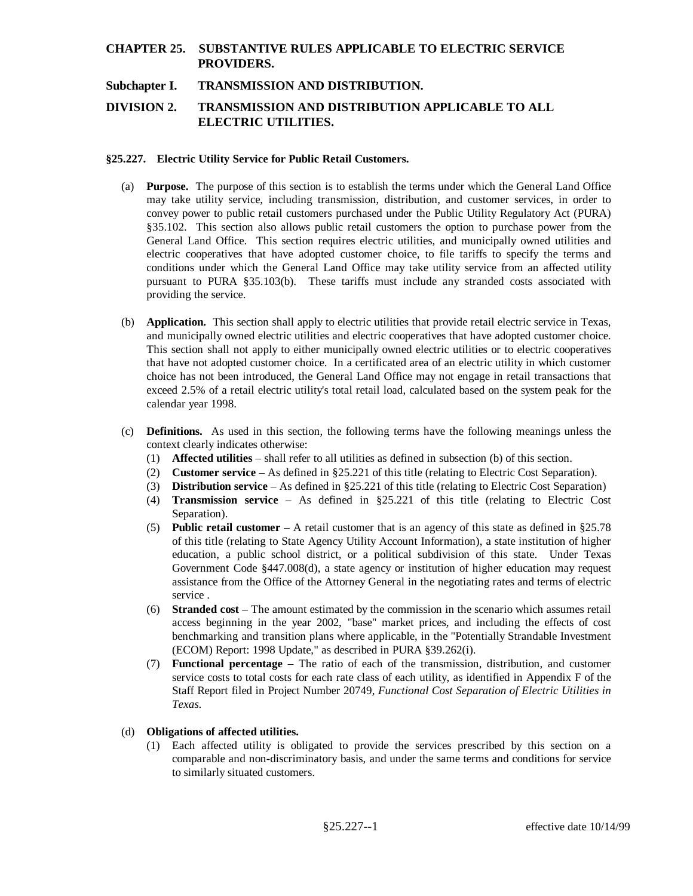# CHAPTER 25. SUBSTANTIVE RULES APPLICABLE TO ELECTRIC SERVICE PROVIDERS.

## Subchapter I. TRANSMISSION AND DISTRIBUTION.

## DIVISION 2. TRANSMISSION AND DISTRIBUTION APPLICABLE TO ALL ELECTRIC UTILITIES.

### §25.227. Electric Utility Service for Public Retail Customers.

(a) **Purpose.** The purpose of this section is to establish the terms under which the General Land Office may take utility service, including transmission, distribution, and customer services, in order to convey power to public retail customers purchased under the Public Utility Regulatory Act (PURA) §35.102. This section also allows public retail customers the option to purchase power from the General Land Office. This section requires electric utilities, and municipally owned utilities and electric cooperatives that have adopted customer choice, to file tariffs to specify the terms and conditions under which the General Land Office may take utility service from an affected utility pursuant to PURA §35.103(b). These tariffs must include any stranded costs associated with providing the service.

(b) **Application.** This section shall apply to electric utilities that provide retail electric service in Texas, and municipally owned electric utilities and electric cooperatives that have adopted customer choice. This section shall not apply to either municipally owned electric utilities or to electric cooperatives that have not adopted customer choice. In a certificated area of an electric utility in which customer choice has not been introduced, the General Land Office may not engage in retail transactions that exceed 2.5% of a retail electric utility's total retail load, calculated based on the system peak for the calendar year 1998.

(c) **Definitions.** As used in this section, the following terms have the following meanings unless the context clearly indicates otherwise:

(1) **Affected utilities** – shall refer to all utilities as defined in subsection (b) of this section.

(2) **Customer service** – As defined in §25.221 of this title (relating to Electric Cost Separation).

(3) **Distribution service** – As defined in §25.221 of this title (relating to Electric Cost Separation)

(4) **Transmission service** – As defined in §25.221 of this title (relating to Electric Cost Separation).

(5) **Public retail customer** – A retail customer that is an agency of this state as defined in §25.78 of this title (relating to State Agency Utility Account Information), a state institution of higher education, a public school district, or a political subdivision of this state. Under Texas Government Code §447.008(d), a state agency or institution of higher education may request assistance from the Office of the Attorney General in the negotiating rates and terms of electric service .

(6) **Stranded cost** – The amount estimated by the commission in the scenario which assumes retail access beginning in the year 2002, "base" market prices, and including the effects of cost benchmarking and transition plans where applicable, in the "Potentially Strandable Investment (ECOM) Report: 1998 Update," as described in PURA §39.262(i).

(7) **Functional percentage** – The ratio of each of the transmission, distribution, and customer service costs to total costs for each rate class of each utility, as identified in Appendix F of the Staff Report filed in Project Number 20749, *Functional Cost Separation of Electric Utilities in Texas.*

(d) **Obligations of affected utilities.**

(1) Each affected utility is obligated to provide the services prescribed by this section on a comparable and non-discriminatory basis, and under the same terms and conditions for service to similarly situated customers.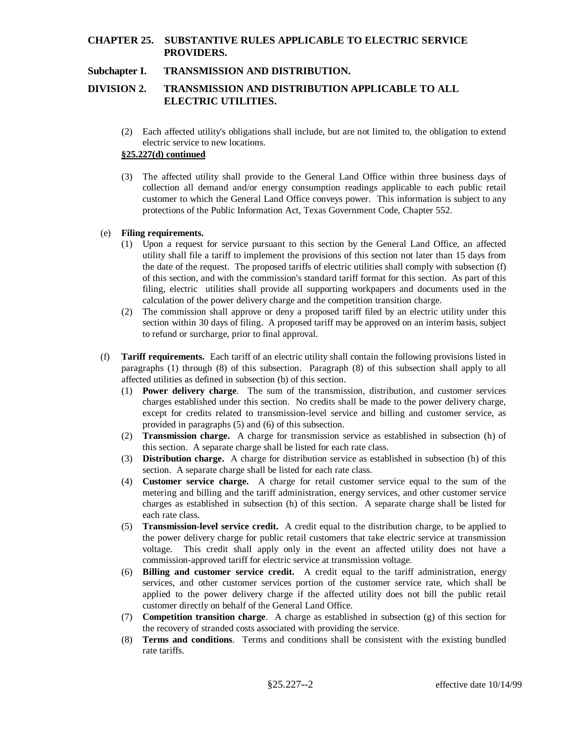(2) Each affected utility's obligations shall include, but are not limited to, the obligation to extend electric service to new locations.

**§25.227(d) continued**

(3) The affected utility shall provide to the General Land Office within three business days of collection all demand and/or energy consumption readings applicable to each public retail customer to which the General Land Office conveys power. This information is subject to any protections of the Public Information Act, Texas Government Code, Chapter 552.

(e) **Filing requirements.**

(1) Upon a request for service pursuant to this section by the General Land Office, an affected utility shall file a tariff to implement the provisions of this section not later than 15 days from the date of the request. The proposed tariffs of electric utilities shall comply with subsection (f) of this section, and with the commission's standard tariff format for this section. As part of this filing, electric utilities shall provide all supporting workpapers and documents used in the calculation of the power delivery charge and the competition transition charge.

(2) The commission shall approve or deny a proposed tariff filed by an electric utility under this section within 30 days of filing. A proposed tariff may be approved on an interim basis, subject to refund or surcharge, prior to final approval.

(f) **Tariff requirements.** Each tariff of an electric utility shall contain the following provisions listed in paragraphs (1) through (8) of this subsection. Paragraph (8) of this subsection shall apply to all affected utilities as defined in subsection (b) of this section.

(1) **Power delivery charge**. The sum of the transmission, distribution, and customer services charges established under this section. No credits shall be made to the power delivery charge, except for credits related to transmission-level service and billing and customer service, as provided in paragraphs (5) and (6) of this subsection.

(2) **Transmission charge.** A charge for transmission service as established in subsection (h) of this section. A separate charge shall be listed for each rate class.

(3) **Distribution charge.** A charge for distribution service as established in subsection (h) of this section. A separate charge shall be listed for each rate class.

(4) **Customer service charge.** A charge for retail customer service equal to the sum of the metering and billing and the tariff administration, energy services, and other customer service charges as established in subsection (h) of this section. A separate charge shall be listed for each rate class.

(5) **Transmission-level service credit.** A credit equal to the distribution charge, to be applied to the power delivery charge for public retail customers that take electric service at transmission voltage. This credit shall apply only in the event an affected utility does not have a commission-approved tariff for electric service at transmission voltage.

(6) **Billing and customer service credit.** A credit equal to the tariff administration, energy services, and other customer services portion of the customer service rate, which shall be applied to the power delivery charge if the affected utility does not bill the public retail customer directly on behalf of the General Land Office.

(7) **Competition transition charge**. A charge as established in subsection (g) of this section for the recovery of stranded costs associated with providing the service.

(8) **Terms and conditions**. Terms and conditions shall be consistent with the existing bundled rate tariffs.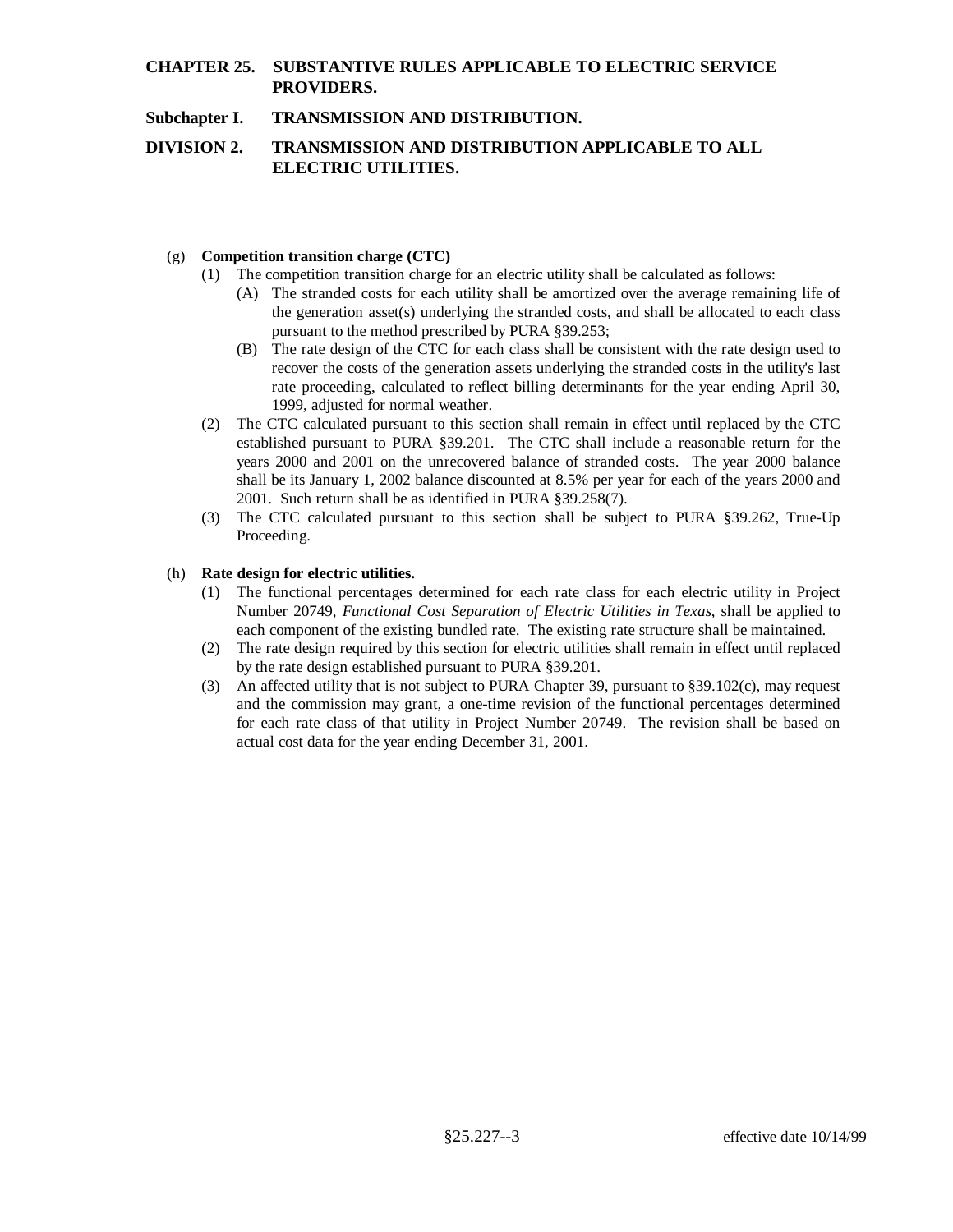**CHAPTER 25. SUBSTANTIVE RULES APPLICABLE TO ELECTRIC SERVICE PROVIDERS.**

**Subchapter I. TRANSMISSION AND DISTRIBUTION.**

**DIVISION 2. TRANSMISSION AND DISTRIBUTION APPLICABLE TO ALL ELECTRIC UTILITIES.**

(g) **Competition transition charge (CTC)**

(1) The competition transition charge for an electric utility shall be calculated as follows:

(A) The stranded costs for each utility shall be amortized over the average remaining life of the generation asset(s) underlying the stranded costs, and shall be allocated to each class pursuant to the method prescribed by PURA §39.253;

(B) The rate design of the CTC for each class shall be consistent with the rate design used to recover the costs of the generation assets underlying the stranded costs in the utility's last rate proceeding, calculated to reflect billing determinants for the year ending April 30, 1999, adjusted for normal weather.

(2) The CTC calculated pursuant to this section shall remain in effect until replaced by the CTC established pursuant to PURA §39.201. The CTC shall include a reasonable return for the years 2000 and 2001 on the unrecovered balance of stranded costs. The year 2000 balance shall be its January 1, 2002 balance discounted at 8.5% per year for each of the years 2000 and 2001. Such return shall be as identified in PURA §39.258(7).

(3) The CTC calculated pursuant to this section shall be subject to PURA §39.262, True-Up Proceeding.

(h) **Rate design for electric utilities.**

(1) The functional percentages determined for each rate class for each electric utility in Project Number 20749, *Functional Cost Separation of Electric Utilities in Texas*, shall be applied to each component of the existing bundled rate. The existing rate structure shall be maintained.

(2) The rate design required by this section for electric utilities shall remain in effect until replaced by the rate design established pursuant to PURA §39.201.

(3) An affected utility that is not subject to PURA Chapter 39, pursuant to §39.102(c), may request and the commission may grant, a one-time revision of the functional percentages determined for each rate class of that utility in Project Number 20749. The revision shall be based on actual cost data for the year ending December 31, 2001.